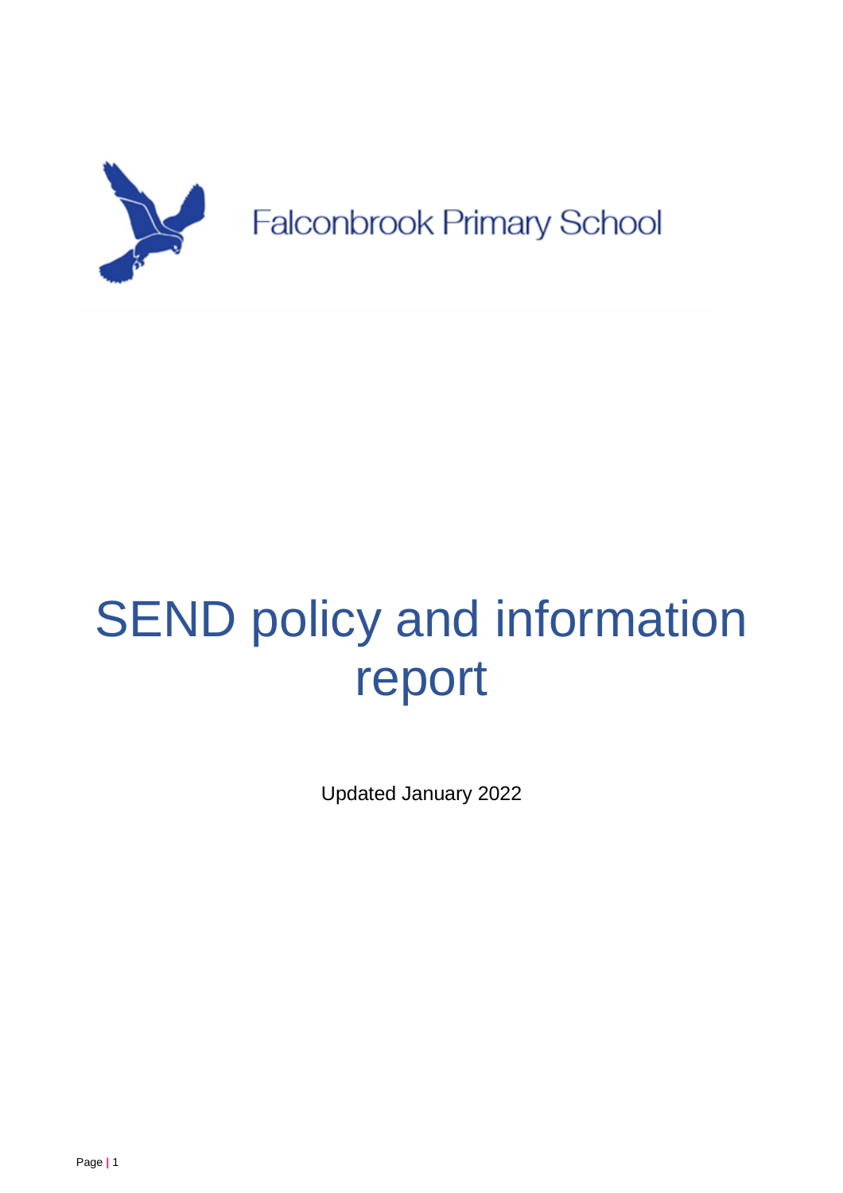Falconbrook Primary School

# SEND policy and information report

Updated January 2022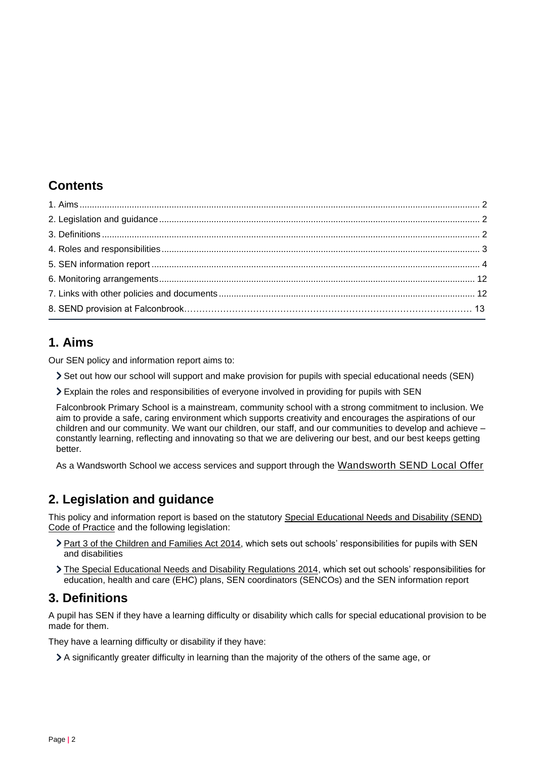## Contents

1. Aims ..... 2
2. Legislation and guidance ..... 2
3. Definitions ..... 2
4. Roles and responsibilities ..... 3
5. SEN information report ..... 4
6. Monitoring arrangements ..... 12
7. Links with other policies and documents ..... 12
8. SEND provision at Falconbrook ..... 13

## 1. Aims

Our SEN policy and information report aims to:

- Set out how our school will support and make provision for pupils with special educational needs (SEN)
- Explain the roles and responsibilities of everyone involved in providing for pupils with SEN

Falconbrook Primary School is a mainstream, community school with a strong commitment to inclusion. We aim to provide a safe, caring environment which supports creativity and encourages the aspirations of our children and our community. We want our children, our staff, and our communities to develop and achieve – constantly learning, reflecting and innovating so that we are delivering our best, and our best keeps getting better.

As a Wandsworth School we access services and support through the Wandsworth SEND Local Offer

## 2. Legislation and guidance

This policy and information report is based on the statutory Special Educational Needs and Disability (SEND) Code of Practice and the following legislation:

- Part 3 of the Children and Families Act 2014, which sets out schools' responsibilities for pupils with SEN and disabilities
- The Special Educational Needs and Disability Regulations 2014, which set out schools' responsibilities for education, health and care (EHC) plans, SEN coordinators (SENCOs) and the SEN information report

## 3. Definitions

A pupil has SEN if they have a learning difficulty or disability which calls for special educational provision to be made for them.

They have a learning difficulty or disability if they have:

- A significantly greater difficulty in learning than the majority of the others of the same age, or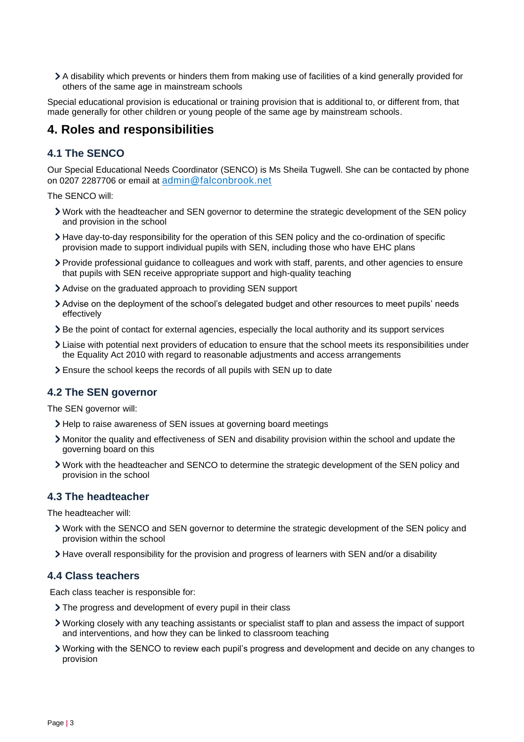- A disability which prevents or hinders them from making use of facilities of a kind generally provided for others of the same age in mainstream schools

Special educational provision is educational or training provision that is additional to, or different from, that made generally for other children or young people of the same age by mainstream schools.

## 4. Roles and responsibilities

### 4.1 The SENCO

Our Special Educational Needs Coordinator (SENCO) is Ms Sheila Tugwell. She can be contacted by phone on 0207 2287706 or email at admin@falconbrook.net

The SENCO will:

- Work with the headteacher and SEN governor to determine the strategic development of the SEN policy and provision in the school
- Have day-to-day responsibility for the operation of this SEN policy and the co-ordination of specific provision made to support individual pupils with SEN, including those who have EHC plans
- Provide professional guidance to colleagues and work with staff, parents, and other agencies to ensure that pupils with SEN receive appropriate support and high-quality teaching
- Advise on the graduated approach to providing SEN support
- Advise on the deployment of the school's delegated budget and other resources to meet pupils' needs effectively
- Be the point of contact for external agencies, especially the local authority and its support services
- Liaise with potential next providers of education to ensure that the school meets its responsibilities under the Equality Act 2010 with regard to reasonable adjustments and access arrangements
- Ensure the school keeps the records of all pupils with SEN up to date

### 4.2 The SEN governor

The SEN governor will:

- Help to raise awareness of SEN issues at governing board meetings
- Monitor the quality and effectiveness of SEN and disability provision within the school and update the governing board on this
- Work with the headteacher and SENCO to determine the strategic development of the SEN policy and provision in the school

### 4.3 The headteacher

The headteacher will:

- Work with the SENCO and SEN governor to determine the strategic development of the SEN policy and provision within the school
- Have overall responsibility for the provision and progress of learners with SEN and/or a disability

### 4.4 Class teachers

Each class teacher is responsible for:

- The progress and development of every pupil in their class
- Working closely with any teaching assistants or specialist staff to plan and assess the impact of support and interventions, and how they can be linked to classroom teaching
- Working with the SENCO to review each pupil's progress and development and decide on any changes to provision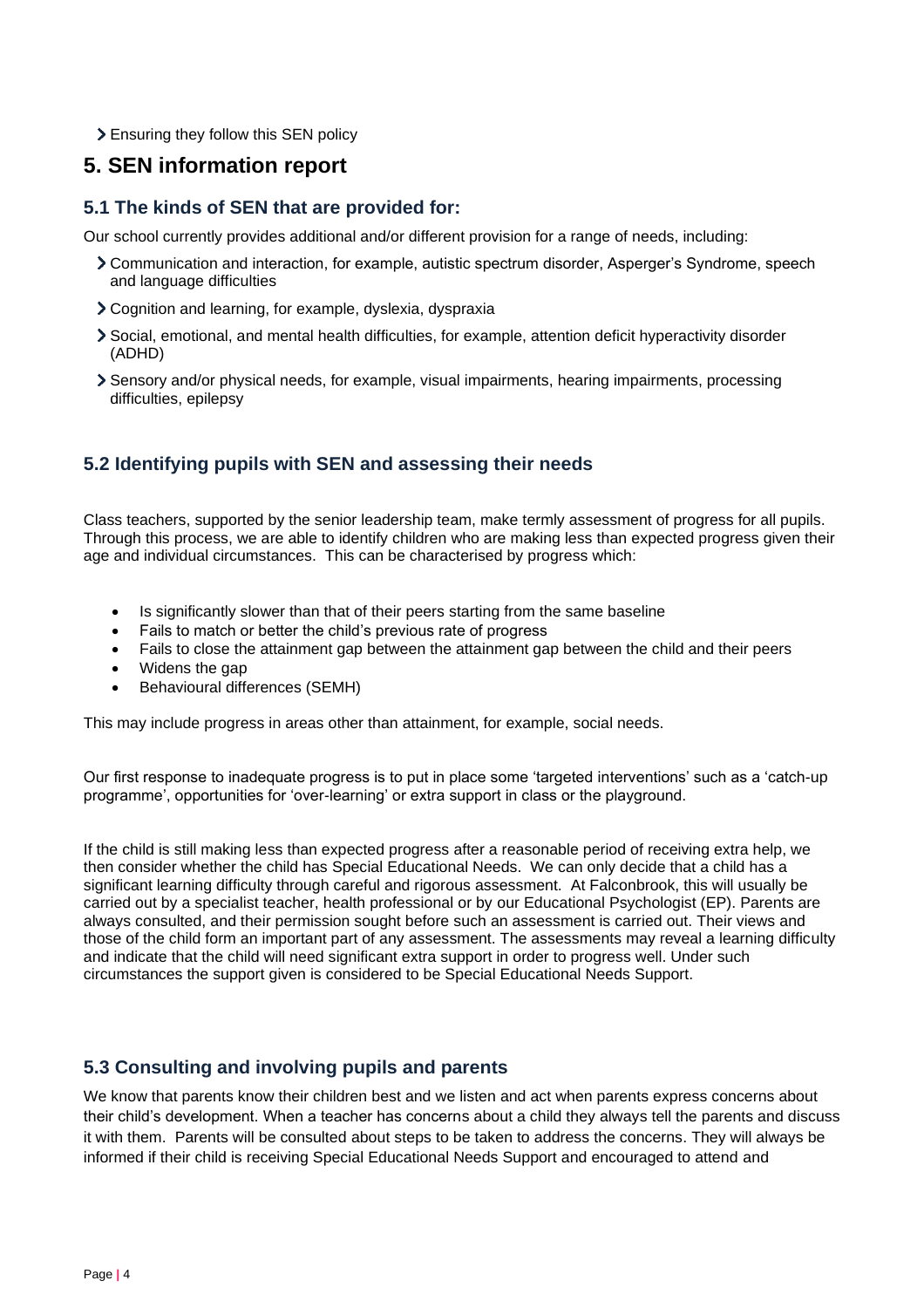- Ensuring they follow this SEN policy

## 5. SEN information report

### 5.1 The kinds of SEN that are provided for:

Our school currently provides additional and/or different provision for a range of needs, including:

- Communication and interaction, for example, autistic spectrum disorder, Asperger's Syndrome, speech and language difficulties
- Cognition and learning, for example, dyslexia, dyspraxia
- Social, emotional, and mental health difficulties, for example, attention deficit hyperactivity disorder (ADHD)
- Sensory and/or physical needs, for example, visual impairments, hearing impairments, processing difficulties, epilepsy

### 5.2 Identifying pupils with SEN and assessing their needs

Class teachers, supported by the senior leadership team, make termly assessment of progress for all pupils. Through this process, we are able to identify children who are making less than expected progress given their age and individual circumstances. This can be characterised by progress which:

- Is significantly slower than that of their peers starting from the same baseline
- Fails to match or better the child's previous rate of progress
- Fails to close the attainment gap between the attainment gap between the child and their peers
- Widens the gap
- Behavioural differences (SEMH)

This may include progress in areas other than attainment, for example, social needs.

Our first response to inadequate progress is to put in place some 'targeted interventions' such as a 'catch-up programme', opportunities for 'over-learning' or extra support in class or the playground.

If the child is still making less than expected progress after a reasonable period of receiving extra help, we then consider whether the child has Special Educational Needs. We can only decide that a child has a significant learning difficulty through careful and rigorous assessment. At Falconbrook, this will usually be carried out by a specialist teacher, health professional or by our Educational Psychologist (EP). Parents are always consulted, and their permission sought before such an assessment is carried out. Their views and those of the child form an important part of any assessment. The assessments may reveal a learning difficulty and indicate that the child will need significant extra support in order to progress well. Under such circumstances the support given is considered to be Special Educational Needs Support.

### 5.3 Consulting and involving pupils and parents

We know that parents know their children best and we listen and act when parents express concerns about their child's development. When a teacher has concerns about a child they always tell the parents and discuss it with them. Parents will be consulted about steps to be taken to address the concerns. They will always be informed if their child is receiving Special Educational Needs Support and encouraged to attend and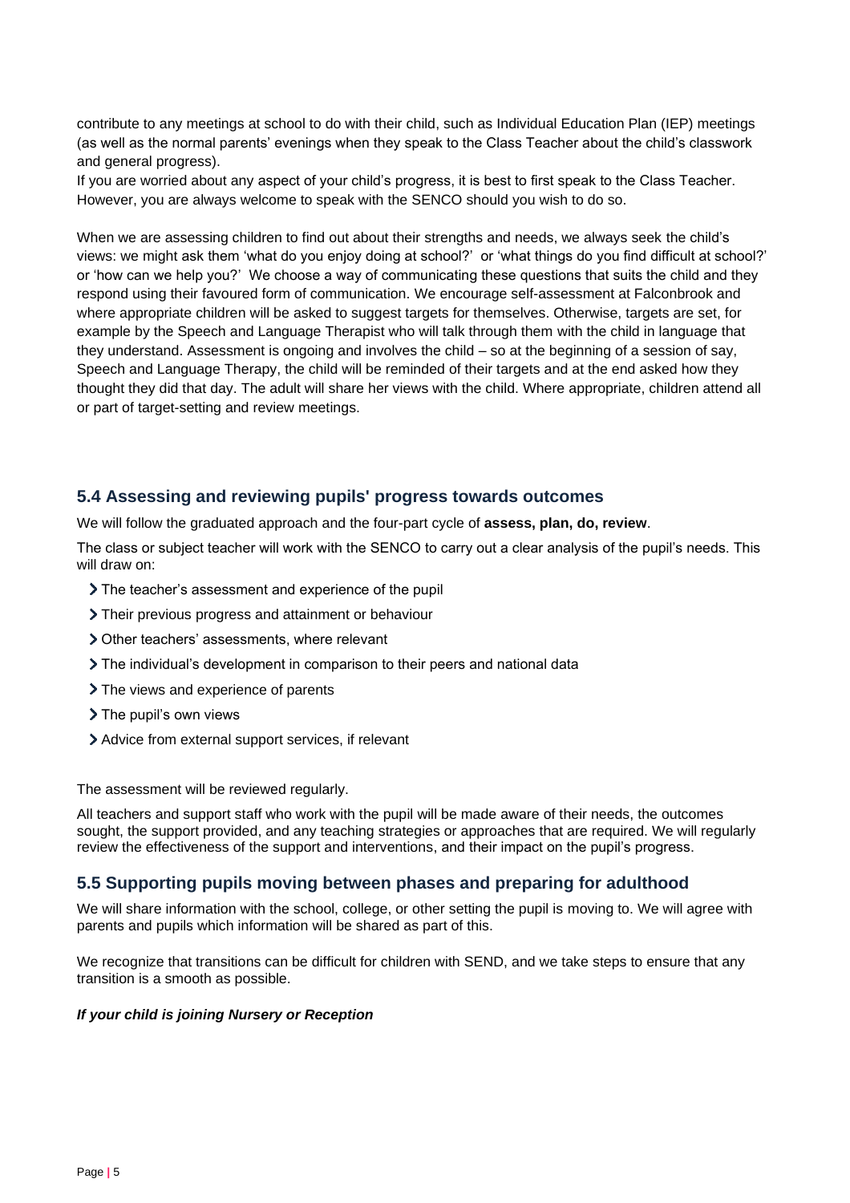contribute to any meetings at school to do with their child, such as Individual Education Plan (IEP) meetings (as well as the normal parents' evenings when they speak to the Class Teacher about the child's classwork and general progress).
If you are worried about any aspect of your child's progress, it is best to first speak to the Class Teacher. However, you are always welcome to speak with the SENCO should you wish to do so.

When we are assessing children to find out about their strengths and needs, we always seek the child's views: we might ask them 'what do you enjoy doing at school?' or 'what things do you find difficult at school?' or 'how can we help you?' We choose a way of communicating these questions that suits the child and they respond using their favoured form of communication. We encourage self-assessment at Falconbrook and where appropriate children will be asked to suggest targets for themselves. Otherwise, targets are set, for example by the Speech and Language Therapist who will talk through them with the child in language that they understand. Assessment is ongoing and involves the child – so at the beginning of a session of say, Speech and Language Therapy, the child will be reminded of their targets and at the end asked how they thought they did that day. The adult will share her views with the child. Where appropriate, children attend all or part of target-setting and review meetings.

## 5.4 Assessing and reviewing pupils' progress towards outcomes

We will follow the graduated approach and the four-part cycle of **assess, plan, do, review**.

The class or subject teacher will work with the SENCO to carry out a clear analysis of the pupil's needs. This will draw on:

- The teacher's assessment and experience of the pupil
- Their previous progress and attainment or behaviour
- Other teachers' assessments, where relevant
- The individual's development in comparison to their peers and national data
- The views and experience of parents
- The pupil's own views
- Advice from external support services, if relevant

The assessment will be reviewed regularly.

All teachers and support staff who work with the pupil will be made aware of their needs, the outcomes sought, the support provided, and any teaching strategies or approaches that are required. We will regularly review the effectiveness of the support and interventions, and their impact on the pupil's progress.

## 5.5 Supporting pupils moving between phases and preparing for adulthood

We will share information with the school, college, or other setting the pupil is moving to. We will agree with parents and pupils which information will be shared as part of this.

We recognize that transitions can be difficult for children with SEND, and we take steps to ensure that any transition is a smooth as possible.

***If your child is joining Nursery or Reception***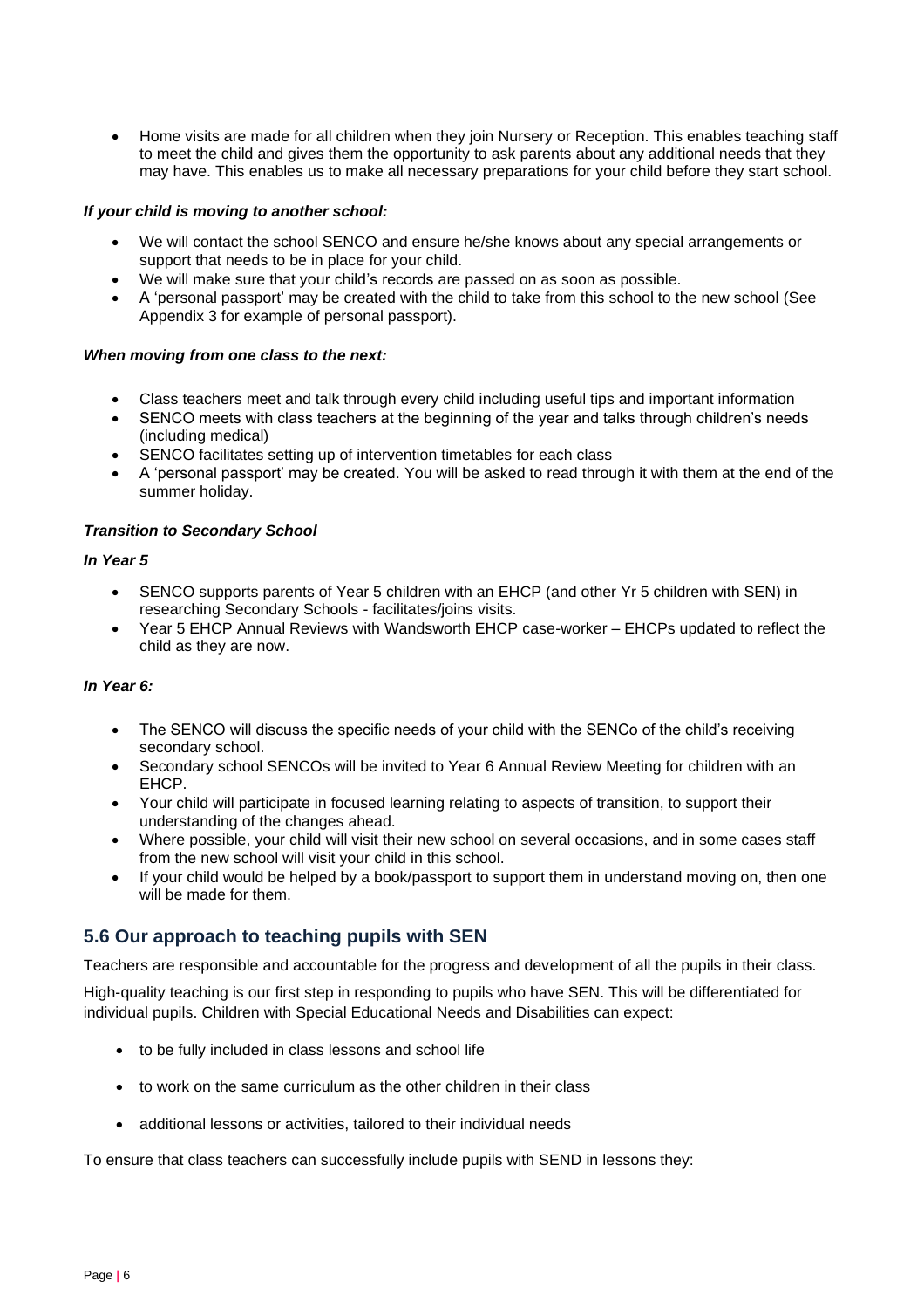- Home visits are made for all children when they join Nursery or Reception. This enables teaching staff to meet the child and gives them the opportunity to ask parents about any additional needs that they may have. This enables us to make all necessary preparations for your child before they start school.

***If your child is moving to another school:***

- We will contact the school SENCO and ensure he/she knows about any special arrangements or support that needs to be in place for your child.
- We will make sure that your child's records are passed on as soon as possible.
- A 'personal passport' may be created with the child to take from this school to the new school (See Appendix 3 for example of personal passport).

***When moving from one class to the next:***

- Class teachers meet and talk through every child including useful tips and important information
- SENCO meets with class teachers at the beginning of the year and talks through children's needs (including medical)
- SENCO facilitates setting up of intervention timetables for each class
- A 'personal passport' may be created. You will be asked to read through it with them at the end of the summer holiday.

***Transition to Secondary School***

***In Year 5***

- SENCO supports parents of Year 5 children with an EHCP (and other Yr 5 children with SEN) in researching Secondary Schools - facilitates/joins visits.
- Year 5 EHCP Annual Reviews with Wandsworth EHCP case-worker – EHCPs updated to reflect the child as they are now.

***In Year 6:***

- The SENCO will discuss the specific needs of your child with the SENCo of the child's receiving secondary school.
- Secondary school SENCOs will be invited to Year 6 Annual Review Meeting for children with an EHCP.
- Your child will participate in focused learning relating to aspects of transition, to support their understanding of the changes ahead.
- Where possible, your child will visit their new school on several occasions, and in some cases staff from the new school will visit your child in this school.
- If your child would be helped by a book/passport to support them in understand moving on, then one will be made for them.

## 5.6 Our approach to teaching pupils with SEN

Teachers are responsible and accountable for the progress and development of all the pupils in their class.

High-quality teaching is our first step in responding to pupils who have SEN. This will be differentiated for individual pupils. Children with Special Educational Needs and Disabilities can expect:

- to be fully included in class lessons and school life
- to work on the same curriculum as the other children in their class
- additional lessons or activities, tailored to their individual needs

To ensure that class teachers can successfully include pupils with SEND in lessons they: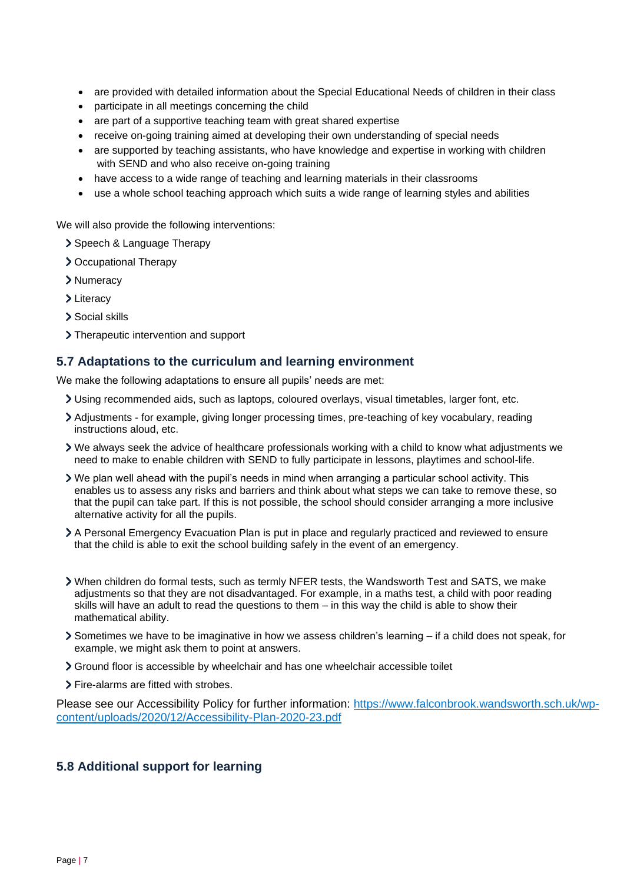- are provided with detailed information about the Special Educational Needs of children in their class
- participate in all meetings concerning the child
- are part of a supportive teaching team with great shared expertise
- receive on-going training aimed at developing their own understanding of special needs
- are supported by teaching assistants, who have knowledge and expertise in working with children with SEND and who also receive on-going training
- have access to a wide range of teaching and learning materials in their classrooms
- use a whole school teaching approach which suits a wide range of learning styles and abilities

We will also provide the following interventions:

- Speech & Language Therapy
- Occupational Therapy
- Numeracy
- Literacy
- Social skills
- Therapeutic intervention and support

## 5.7 Adaptations to the curriculum and learning environment

We make the following adaptations to ensure all pupils' needs are met:

- Using recommended aids, such as laptops, coloured overlays, visual timetables, larger font, etc.
- Adjustments - for example, giving longer processing times, pre-teaching of key vocabulary, reading instructions aloud, etc.
- We always seek the advice of healthcare professionals working with a child to know what adjustments we need to make to enable children with SEND to fully participate in lessons, playtimes and school-life.
- We plan well ahead with the pupil's needs in mind when arranging a particular school activity. This enables us to assess any risks and barriers and think about what steps we can take to remove these, so that the pupil can take part. If this is not possible, the school should consider arranging a more inclusive alternative activity for all the pupils.
- A Personal Emergency Evacuation Plan is put in place and regularly practiced and reviewed to ensure that the child is able to exit the school building safely in the event of an emergency.
- When children do formal tests, such as termly NFER tests, the Wandsworth Test and SATS, we make adjustments so that they are not disadvantaged. For example, in a maths test, a child with poor reading skills will have an adult to read the questions to them – in this way the child is able to show their mathematical ability.
- Sometimes we have to be imaginative in how we assess children's learning – if a child does not speak, for example, we might ask them to point at answers.
- Ground floor is accessible by wheelchair and has one wheelchair accessible toilet
- Fire-alarms are fitted with strobes.

Please see our Accessibility Policy for further information: [https://www.falconbrook.wandsworth.sch.uk/wp-content/uploads/2020/12/Accessibility-Plan-2020-23.pdf](https://www.falconbrook.wandsworth.sch.uk/wp-content/uploads/2020/12/Accessibility-Plan-2020-23.pdf)

## 5.8 Additional support for learning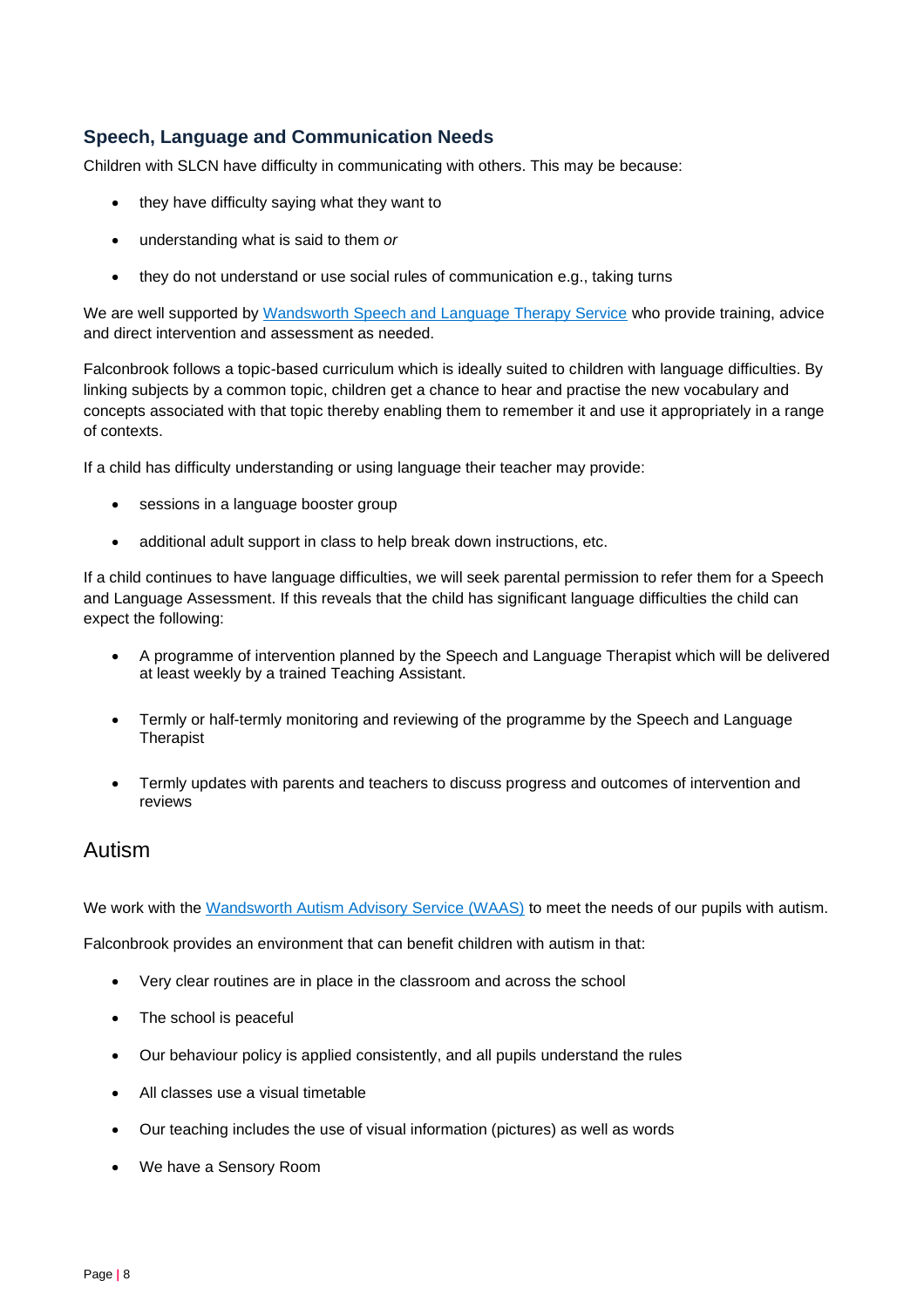## Speech, Language and Communication Needs

Children with SLCN have difficulty in communicating with others. This may be because:

- they have difficulty saying what they want to
- understanding what is said to them *or*
- they do not understand or use social rules of communication e.g., taking turns

We are well supported by [Wandsworth Speech and Language Therapy Service]() who provide training, advice and direct intervention and assessment as needed.

Falconbrook follows a topic-based curriculum which is ideally suited to children with language difficulties. By linking subjects by a common topic, children get a chance to hear and practise the new vocabulary and concepts associated with that topic thereby enabling them to remember it and use it appropriately in a range of contexts.

If a child has difficulty understanding or using language their teacher may provide:

- sessions in a language booster group
- additional adult support in class to help break down instructions, etc.

If a child continues to have language difficulties, we will seek parental permission to refer them for a Speech and Language Assessment. If this reveals that the child has significant language difficulties the child can expect the following:

- A programme of intervention planned by the Speech and Language Therapist which will be delivered at least weekly by a trained Teaching Assistant.
- Termly or half-termly monitoring and reviewing of the programme by the Speech and Language Therapist
- Termly updates with parents and teachers to discuss progress and outcomes of intervention and reviews

## Autism

We work with the [Wandsworth Autism Advisory Service (WAAS)]() to meet the needs of our pupils with autism.

Falconbrook provides an environment that can benefit children with autism in that:

- Very clear routines are in place in the classroom and across the school
- The school is peaceful
- Our behaviour policy is applied consistently, and all pupils understand the rules
- All classes use a visual timetable
- Our teaching includes the use of visual information (pictures) as well as words
- We have a Sensory Room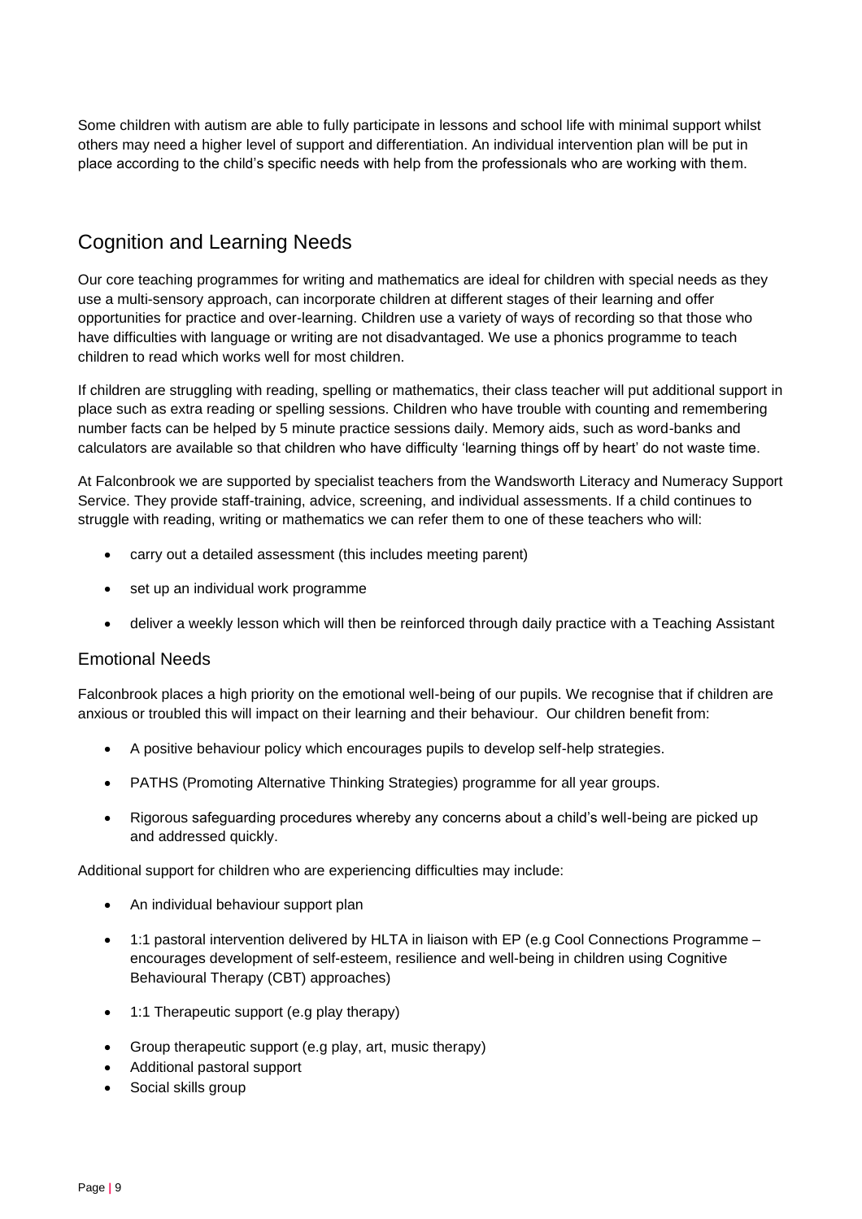Some children with autism are able to fully participate in lessons and school life with minimal support whilst others may need a higher level of support and differentiation. An individual intervention plan will be put in place according to the child's specific needs with help from the professionals who are working with them.

## Cognition and Learning Needs

Our core teaching programmes for writing and mathematics are ideal for children with special needs as they use a multi-sensory approach, can incorporate children at different stages of their learning and offer opportunities for practice and over-learning. Children use a variety of ways of recording so that those who have difficulties with language or writing are not disadvantaged. We use a phonics programme to teach children to read which works well for most children.

If children are struggling with reading, spelling or mathematics, their class teacher will put additional support in place such as extra reading or spelling sessions. Children who have trouble with counting and remembering number facts can be helped by 5 minute practice sessions daily. Memory aids, such as word-banks and calculators are available so that children who have difficulty 'learning things off by heart' do not waste time.

At Falconbrook we are supported by specialist teachers from the Wandsworth Literacy and Numeracy Support Service. They provide staff-training, advice, screening, and individual assessments. If a child continues to struggle with reading, writing or mathematics we can refer them to one of these teachers who will:

- carry out a detailed assessment (this includes meeting parent)
- set up an individual work programme
- deliver a weekly lesson which will then be reinforced through daily practice with a Teaching Assistant

### Emotional Needs

Falconbrook places a high priority on the emotional well-being of our pupils. We recognise that if children are anxious or troubled this will impact on their learning and their behaviour. Our children benefit from:

- A positive behaviour policy which encourages pupils to develop self-help strategies.
- PATHS (Promoting Alternative Thinking Strategies) programme for all year groups.
- Rigorous safeguarding procedures whereby any concerns about a child's well-being are picked up and addressed quickly.

Additional support for children who are experiencing difficulties may include:

- An individual behaviour support plan
- 1:1 pastoral intervention delivered by HLTA in liaison with EP (e.g Cool Connections Programme – encourages development of self-esteem, resilience and well-being in children using Cognitive Behavioural Therapy (CBT) approaches)
- 1:1 Therapeutic support (e.g play therapy)
- Group therapeutic support (e.g play, art, music therapy)
- Additional pastoral support
- Social skills group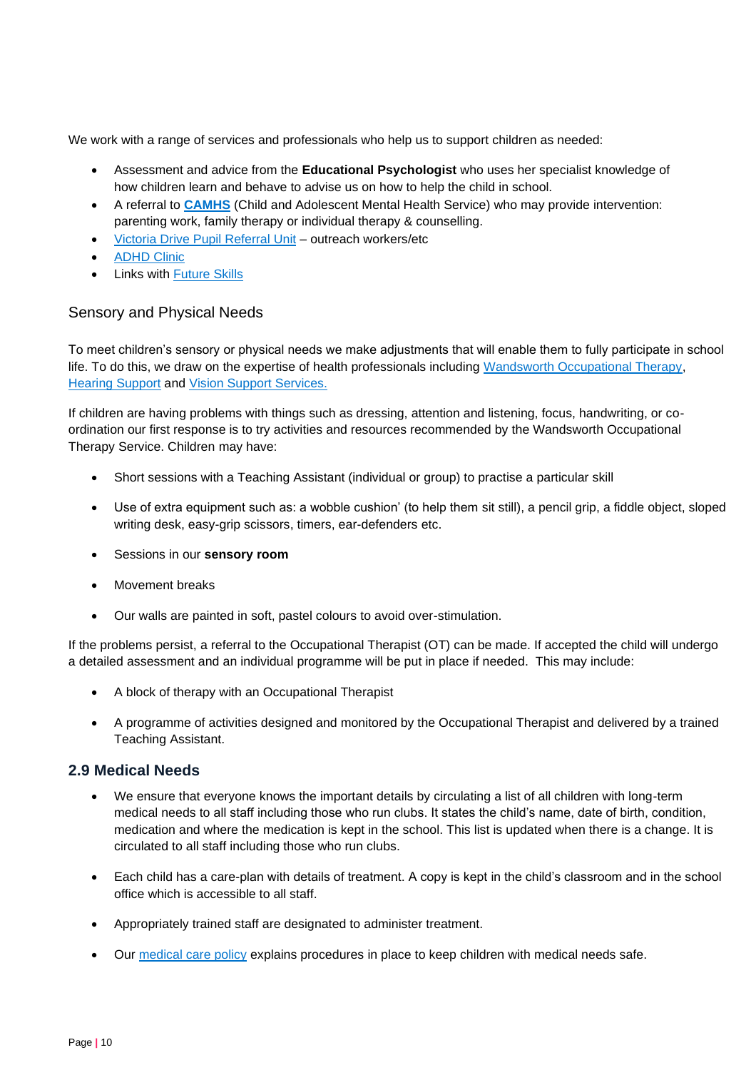We work with a range of services and professionals who help us to support children as needed:

- Assessment and advice from the **Educational Psychologist** who uses her specialist knowledge of how children learn and behave to advise us on how to help the child in school.
- A referral to **CAMHS** (Child and Adolescent Mental Health Service) who may provide intervention: parenting work, family therapy or individual therapy & counselling.
- Victoria Drive Pupil Referral Unit – outreach workers/etc
- ADHD Clinic
- Links with Future Skills

### Sensory and Physical Needs

To meet children's sensory or physical needs we make adjustments that will enable them to fully participate in school life. To do this, we draw on the expertise of health professionals including Wandsworth Occupational Therapy, Hearing Support and Vision Support Services.

If children are having problems with things such as dressing, attention and listening, focus, handwriting, or co-ordination our first response is to try activities and resources recommended by the Wandsworth Occupational Therapy Service. Children may have:

- Short sessions with a Teaching Assistant (individual or group) to practise a particular skill
- Use of extra equipment such as: a wobble cushion' (to help them sit still), a pencil grip, a fiddle object, sloped writing desk, easy-grip scissors, timers, ear-defenders etc.
- Sessions in our **sensory room**
- Movement breaks
- Our walls are painted in soft, pastel colours to avoid over-stimulation.

If the problems persist, a referral to the Occupational Therapist (OT) can be made. If accepted the child will undergo a detailed assessment and an individual programme will be put in place if needed. This may include:

- A block of therapy with an Occupational Therapist
- A programme of activities designed and monitored by the Occupational Therapist and delivered by a trained Teaching Assistant.

## 2.9 Medical Needs

- We ensure that everyone knows the important details by circulating a list of all children with long-term medical needs to all staff including those who run clubs. It states the child's name, date of birth, condition, medication and where the medication is kept in the school. This list is updated when there is a change. It is circulated to all staff including those who run clubs.
- Each child has a care-plan with details of treatment. A copy is kept in the child's classroom and in the school office which is accessible to all staff.
- Appropriately trained staff are designated to administer treatment.
- Our medical care policy explains procedures in place to keep children with medical needs safe.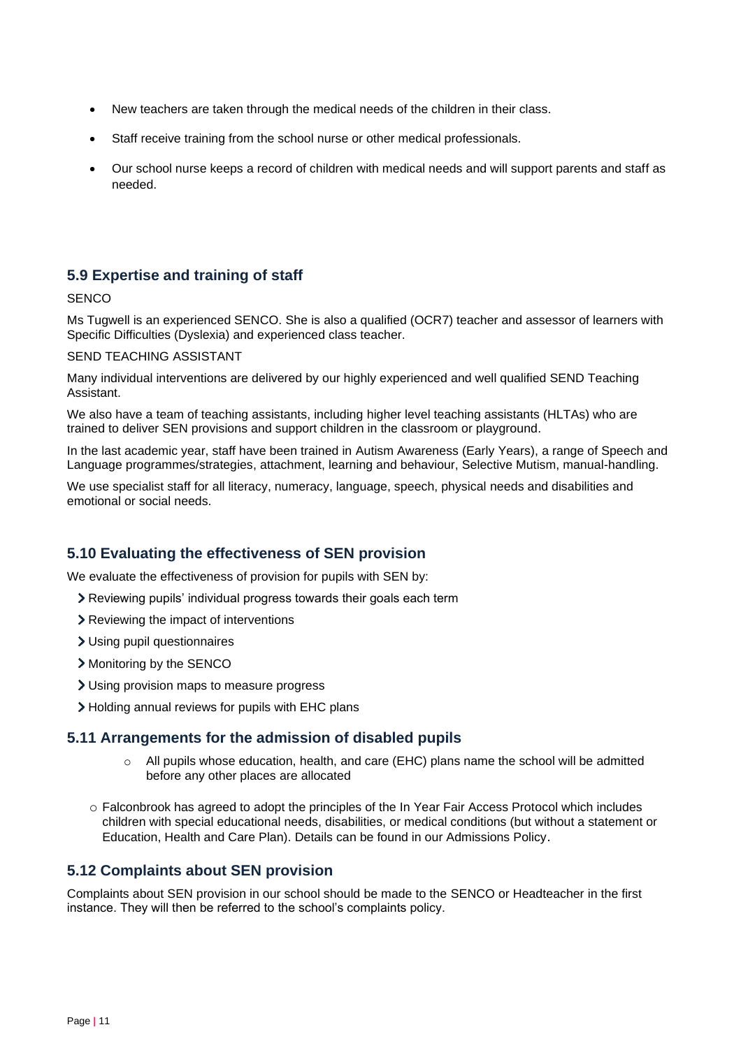- New teachers are taken through the medical needs of the children in their class.
- Staff receive training from the school nurse or other medical professionals.
- Our school nurse keeps a record of children with medical needs and will support parents and staff as needed.

### 5.9 Expertise and training of staff

SENCO

Ms Tugwell is an experienced SENCO. She is also a qualified (OCR7) teacher and assessor of learners with Specific Difficulties (Dyslexia) and experienced class teacher.

SEND TEACHING ASSISTANT

Many individual interventions are delivered by our highly experienced and well qualified SEND Teaching Assistant.

We also have a team of teaching assistants, including higher level teaching assistants (HLTAs) who are trained to deliver SEN provisions and support children in the classroom or playground.

In the last academic year, staff have been trained in Autism Awareness (Early Years), a range of Speech and Language programmes/strategies, attachment, learning and behaviour, Selective Mutism, manual-handling.

We use specialist staff for all literacy, numeracy, language, speech, physical needs and disabilities and emotional or social needs.

### 5.10 Evaluating the effectiveness of SEN provision

We evaluate the effectiveness of provision for pupils with SEN by:

- Reviewing pupils' individual progress towards their goals each term
- Reviewing the impact of interventions
- Using pupil questionnaires
- Monitoring by the SENCO
- Using provision maps to measure progress
- Holding annual reviews for pupils with EHC plans

### 5.11 Arrangements for the admission of disabled pupils

- All pupils whose education, health, and care (EHC) plans name the school will be admitted before any other places are allocated
- Falconbrook has agreed to adopt the principles of the In Year Fair Access Protocol which includes children with special educational needs, disabilities, or medical conditions (but without a statement or Education, Health and Care Plan). Details can be found in our Admissions Policy.

### 5.12 Complaints about SEN provision

Complaints about SEN provision in our school should be made to the SENCO or Headteacher in the first instance. They will then be referred to the school's complaints policy.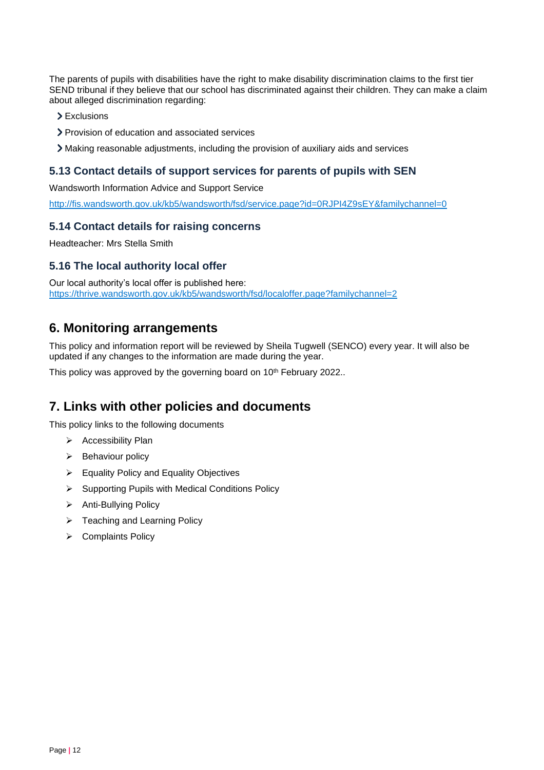The parents of pupils with disabilities have the right to make disability discrimination claims to the first tier SEND tribunal if they believe that our school has discriminated against their children. They can make a claim about alleged discrimination regarding:

- Exclusions
- Provision of education and associated services
- Making reasonable adjustments, including the provision of auxiliary aids and services

### 5.13 Contact details of support services for parents of pupils with SEN

Wandsworth Information Advice and Support Service

[http://fis.wandsworth.gov.uk/kb5/wandsworth/fsd/service.page?id=0RJPI4Z9sEY&familychannel=0](http://fis.wandsworth.gov.uk/kb5/wandsworth/fsd/service.page?id=0RJPI4Z9sEY&familychannel=0)

### 5.14 Contact details for raising concerns

Headteacher: Mrs Stella Smith

### 5.16 The local authority local offer

Our local authority's local offer is published here:
[https://thrive.wandsworth.gov.uk/kb5/wandsworth/fsd/localoffer.page?familychannel=2](https://thrive.wandsworth.gov.uk/kb5/wandsworth/fsd/localoffer.page?familychannel=2)

## 6. Monitoring arrangements

This policy and information report will be reviewed by Sheila Tugwell (SENCO) every year. It will also be updated if any changes to the information are made during the year.

This policy was approved by the governing board on 10th February 2022..

## 7. Links with other policies and documents

This policy links to the following documents

- Accessibility Plan
- Behaviour policy
- Equality Policy and Equality Objectives
- Supporting Pupils with Medical Conditions Policy
- Anti-Bullying Policy
- Teaching and Learning Policy
- Complaints Policy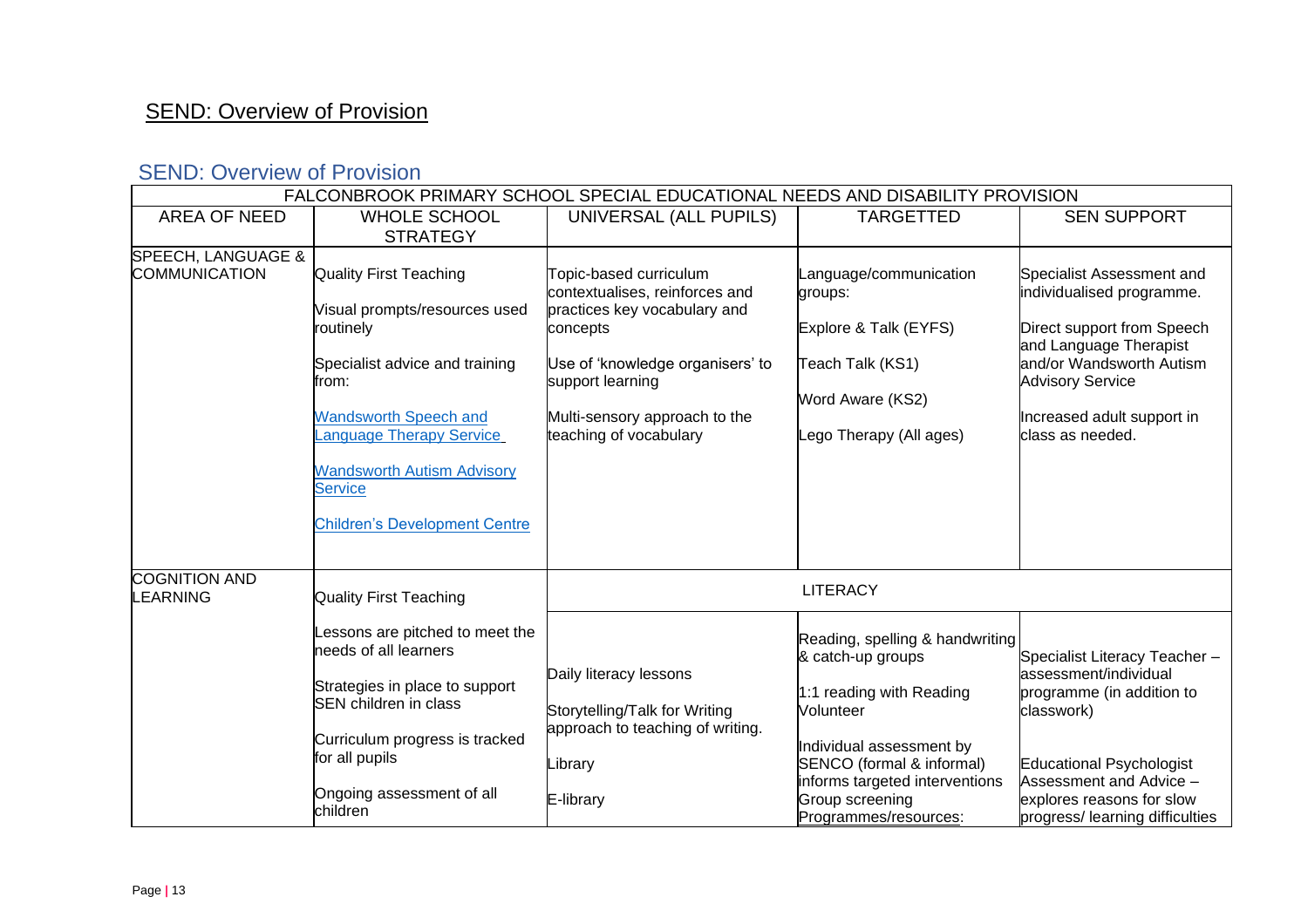## SEND: Overview of Provision

## SEND: Overview of Provision

| FALCONBROOK PRIMARY SCHOOL SPECIAL EDUCATIONAL NEEDS AND DISABILITY PROVISION | | | | |
|---|---|---|---|---|
| AREA OF NEED | WHOLE SCHOOL STRATEGY | UNIVERSAL (ALL PUPILS) | TARGETTED | SEN SUPPORT |
| SPEECH, LANGUAGE & COMMUNICATION | Quality First Teaching<br><br>Visual prompts/resources used routinely<br><br>Specialist advice and training from:<br><br>[Wandsworth Speech and Language Therapy Service]<br><br>[Wandsworth Autism Advisory Service]<br><br>[Children's Development Centre] | Topic-based curriculum contextualises, reinforces and practices key vocabulary and concepts<br><br>Use of 'knowledge organisers' to support learning<br><br>Multi-sensory approach to the teaching of vocabulary | Language/communication groups:<br><br>Explore & Talk (EYFS)<br><br>Teach Talk (KS1)<br><br>Word Aware (KS2)<br><br>Lego Therapy (All ages) | Specialist Assessment and individualised programme.<br><br>Direct support from Speech and Language Therapist and/or Wandsworth Autism Advisory Service<br><br>Increased adult support in class as needed. |
| COGNITION AND LEARNING | Quality First Teaching | LITERACY | | |
| | Lessons are pitched to meet the needs of all learners<br><br>Strategies in place to support SEN children in class<br><br>Curriculum progress is tracked for all pupils<br><br>Ongoing assessment of all children | Daily literacy lessons<br><br>Storytelling/Talk for Writing approach to teaching of writing.<br><br>Library<br><br>E-library | Reading, spelling & handwriting & catch-up groups<br><br>1:1 reading with Reading Volunteer<br><br>Individual assessment by SENCO (formal & informal) informs targeted interventions<br>Group screening<br>Programmes/resources: | Specialist Literacy Teacher – assessment/individual programme (in addition to classwork)<br><br>Educational Psychologist Assessment and Advice – explores reasons for slow progress/ learning difficulties |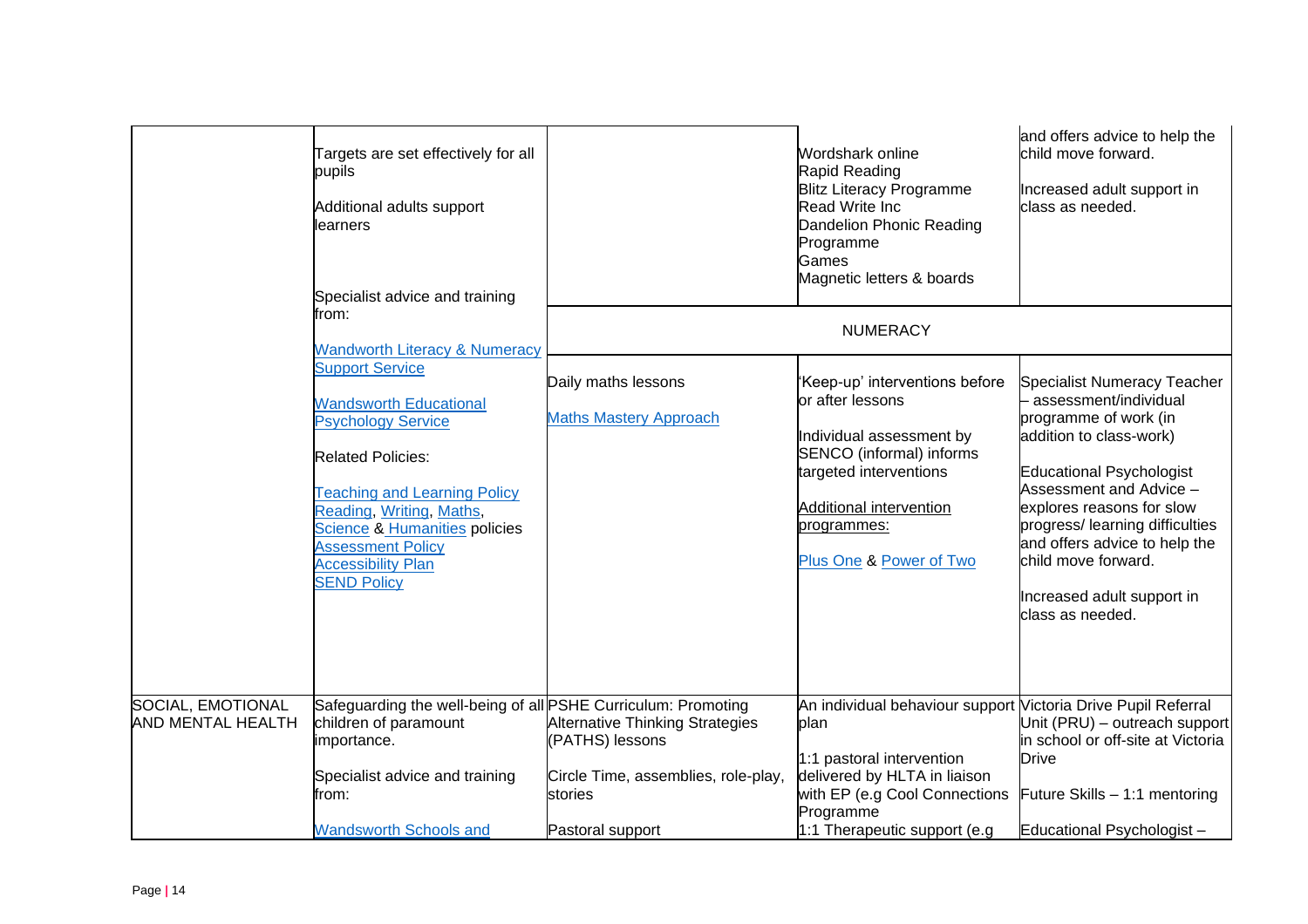| | | | | |
|---|---|---|---|---|
| | Targets are set effectively for all pupils<br><br>Additional adults support learners<br><br>Specialist advice and training from:<br><br>[Wandworth Literacy & Numeracy Support Service](#)<br><br>[Wandsworth Educational Psychology Service](#)<br><br>Related Policies:<br><br>[Teaching and Learning Policy](#)<br>[Reading](#), [Writing](#), [Maths](#), [Science](#) & [Humanities](#) policies<br>[Assessment Policy](#)<br>[Accessibility Plan](#)<br>[SEND Policy](#) | | Wordshark online<br>Rapid Reading<br>Blitz Literacy Programme<br>Read Write Inc<br>Dandelion Phonic Reading Programme<br>Games<br>Magnetic letters & boards | and offers advice to help the child move forward.<br><br>Increased adult support in class as needed. |
| | | NUMERACY | | |
| | | Daily maths lessons<br><br>[Maths Mastery Approach](#) | 'Keep-up' interventions before or after lessons<br><br>Individual assessment by SENCO (informal) informs targeted interventions<br><br>[Additional intervention programmes:](#)<br><br>[Plus One](#) & [Power of Two](#) | Specialist Numeracy Teacher – assessment/individual programme of work (in addition to class-work)<br><br>Educational Psychologist Assessment and Advice – explores reasons for slow progress/ learning difficulties and offers advice to help the child move forward.<br><br>Increased adult support in class as needed. |
| SOCIAL, EMOTIONAL AND MENTAL HEALTH | Safeguarding the well-being of all children of paramount importance.<br><br>Specialist advice and training from:<br><br>[Wandsworth Schools and](#) | PSHE Curriculum: Promoting Alternative Thinking Strategies (PATHS) lessons<br><br>Circle Time, assemblies, role-play, stories<br><br>Pastoral support | An individual behaviour support plan<br><br>1:1 pastoral intervention delivered by HLTA in liaison with EP (e.g Cool Connections Programme<br>1:1 Therapeutic support (e.g | Victoria Drive Pupil Referral Unit (PRU) – outreach support in school or off-site at Victoria Drive<br><br>Future Skills – 1:1 mentoring<br><br>Educational Psychologist – |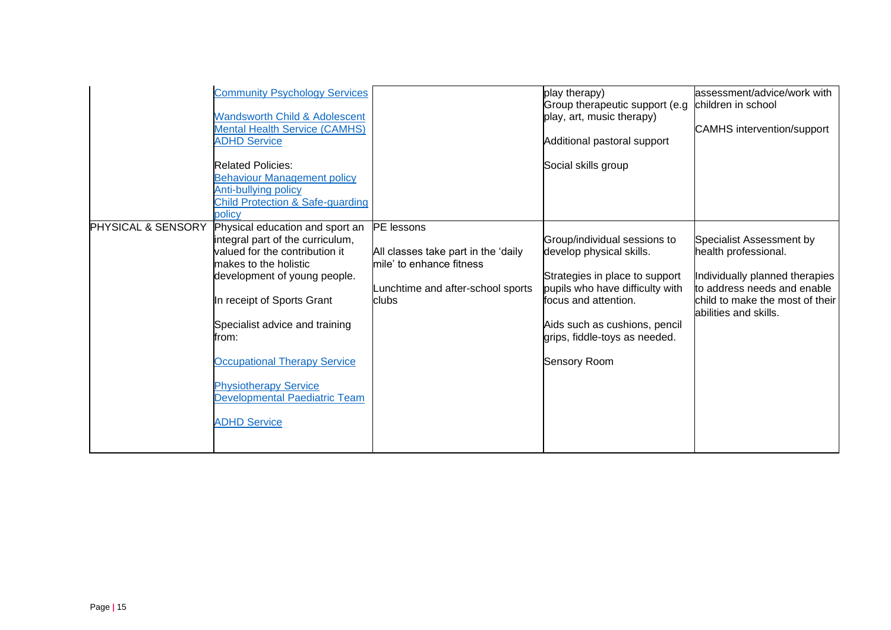| | | | | |
|---|---|---|---|---|
| | Community Psychology Services<br><br>Wandsworth Child & Adolescent Mental Health Service (CAMHS)<br>ADHD Service<br><br>Related Policies:<br>Behaviour Management policy<br>Anti-bullying policy<br>Child Protection & Safe-guarding policy | | play therapy)<br>Group therapeutic support (e.g play, art, music therapy)<br><br>Additional pastoral support<br><br>Social skills group | assessment/advice/work with children in school<br><br>CAMHS intervention/support |
| PHYSICAL & SENSORY | Physical education and sport an integral part of the curriculum, valued for the contribution it makes to the holistic development of young people.<br><br>In receipt of Sports Grant<br><br>Specialist advice and training from:<br><br>Occupational Therapy Service<br><br>Physiotherapy Service<br>Developmental Paediatric Team<br><br>ADHD Service | PE lessons<br><br>All classes take part in the 'daily mile' to enhance fitness<br><br>Lunchtime and after-school sports clubs | Group/individual sessions to develop physical skills.<br><br>Strategies in place to support pupils who have difficulty with focus and attention.<br><br>Aids such as cushions, pencil grips, fiddle-toys as needed.<br><br>Sensory Room | Specialist Assessment by health professional.<br><br>Individually planned therapies to address needs and enable child to make the most of their abilities and skills. |